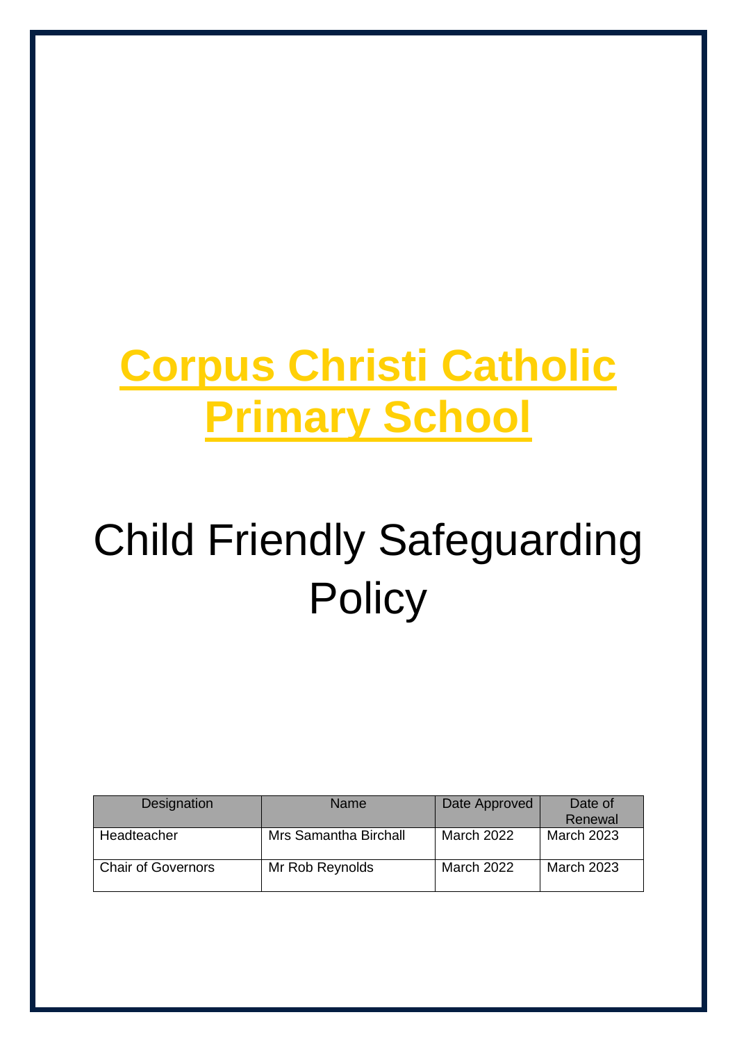# Corpus Christi Catholic Primary School

## Child Friendly Safeguarding Policy

| Designation | Name | Date Approved | Date of Renewal |
| --- | --- | --- | --- |
| Headteacher | Mrs Samantha Birchall | March 2022 | March 2023 |
| Chair of Governors | Mr Rob Reynolds | March 2022 | March 2023 |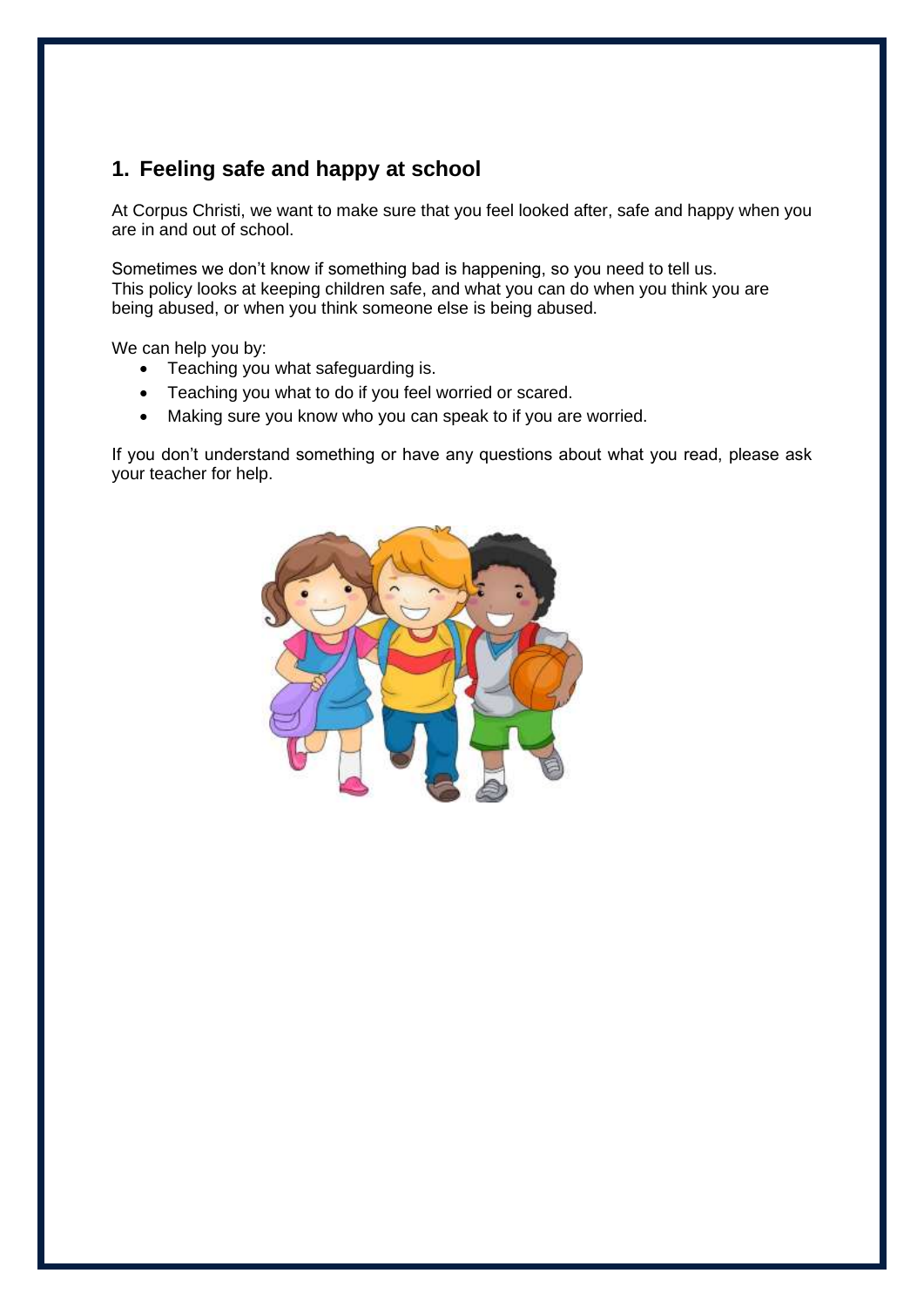## 1. Feeling safe and happy at school

At Corpus Christi, we want to make sure that you feel looked after, safe and happy when you are in and out of school.

Sometimes we don't know if something bad is happening, so you need to tell us. This policy looks at keeping children safe, and what you can do when you think you are being abused, or when you think someone else is being abused.

We can help you by:

- Teaching you what safeguarding is.
- Teaching you what to do if you feel worried or scared.
- Making sure you know who you can speak to if you are worried.

If you don't understand something or have any questions about what you read, please ask your teacher for help.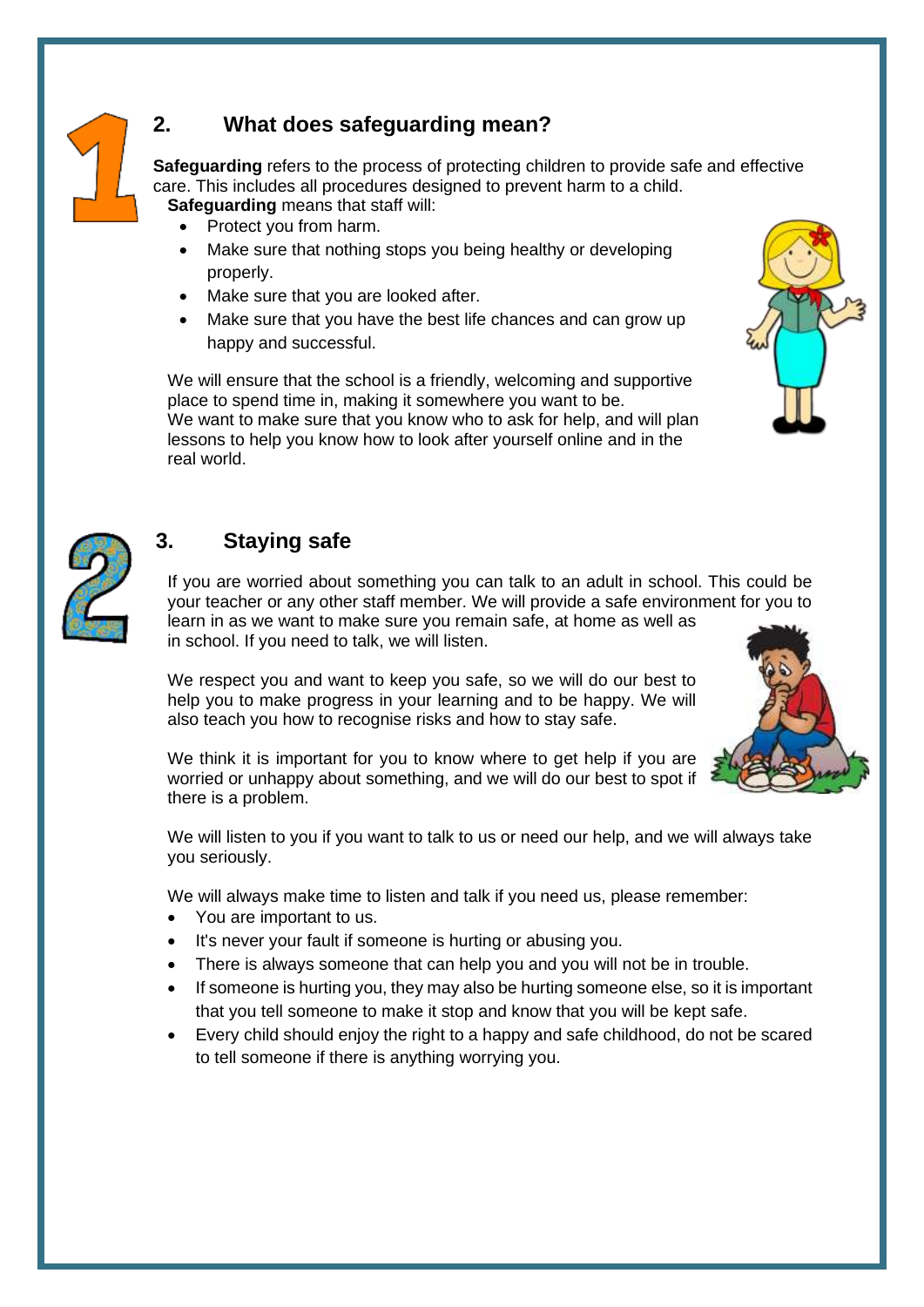## 2. What does safeguarding mean?

**Safeguarding** refers to the process of protecting children to provide safe and effective care. This includes all procedures designed to prevent harm to a child.

**Safeguarding** means that staff will:

- Protect you from harm.
- Make sure that nothing stops you being healthy or developing properly.
- Make sure that you are looked after.
- Make sure that you have the best life chances and can grow up happy and successful.

We will ensure that the school is a friendly, welcoming and supportive place to spend time in, making it somewhere you want to be.
We want to make sure that you know who to ask for help, and will plan lessons to help you know how to look after yourself online and in the real world.

## 3. Staying safe

If you are worried about something you can talk to an adult in school. This could be your teacher or any other staff member. We will provide a safe environment for you to learn in as we want to make sure you remain safe, at home as well as in school. If you need to talk, we will listen.

We respect you and want to keep you safe, so we will do our best to help you to make progress in your learning and to be happy. We will also teach you how to recognise risks and how to stay safe.

We think it is important for you to know where to get help if you are worried or unhappy about something, and we will do our best to spot if there is a problem.

We will listen to you if you want to talk to us or need our help, and we will always take you seriously.

We will always make time to listen and talk if you need us, please remember:

- You are important to us.
- It's never your fault if someone is hurting or abusing you.
- There is always someone that can help you and you will not be in trouble.
- If someone is hurting you, they may also be hurting someone else, so it is important that you tell someone to make it stop and know that you will be kept safe.
- Every child should enjoy the right to a happy and safe childhood, do not be scared to tell someone if there is anything worrying you.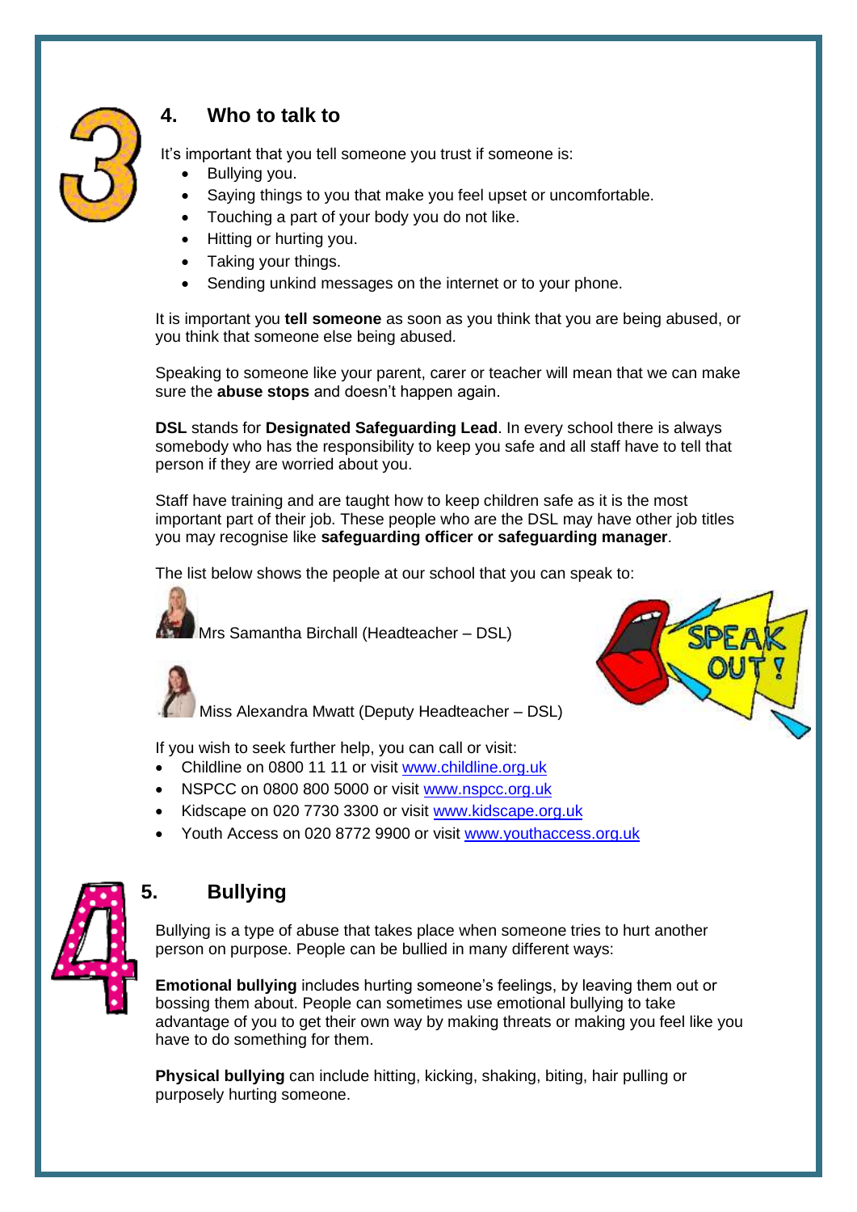## 4. Who to talk to

It's important that you tell someone you trust if someone is:

- Bullying you.
- Saying things to you that make you feel upset or uncomfortable.
- Touching a part of your body you do not like.
- Hitting or hurting you.
- Taking your things.
- Sending unkind messages on the internet or to your phone.

It is important you **tell someone** as soon as you think that you are being abused, or you think that someone else being abused.

Speaking to someone like your parent, carer or teacher will mean that we can make sure the **abuse stops** and doesn't happen again.

**DSL** stands for **Designated Safeguarding Lead**. In every school there is always somebody who has the responsibility to keep you safe and all staff have to tell that person if they are worried about you.

Staff have training and are taught how to keep children safe as it is the most important part of their job. These people who are the DSL may have other job titles you may recognise like **safeguarding officer or safeguarding manager**.

The list below shows the people at our school that you can speak to:

Mrs Samantha Birchall (Headteacher – DSL)

Miss Alexandra Mwatt (Deputy Headteacher – DSL)

If you wish to seek further help, you can call or visit:

- Childline on 0800 11 11 or visit www.childline.org.uk
- NSPCC on 0800 800 5000 or visit www.nspcc.org.uk
- Kidscape on 020 7730 3300 or visit www.kidscape.org.uk
- Youth Access on 020 8772 9900 or visit www.youthaccess.org.uk

## 5. Bullying

Bullying is a type of abuse that takes place when someone tries to hurt another person on purpose. People can be bullied in many different ways:

**Emotional bullying** includes hurting someone's feelings, by leaving them out or bossing them about. People can sometimes use emotional bullying to take advantage of you to get their own way by making threats or making you feel like you have to do something for them.

**Physical bullying** can include hitting, kicking, shaking, biting, hair pulling or purposely hurting someone.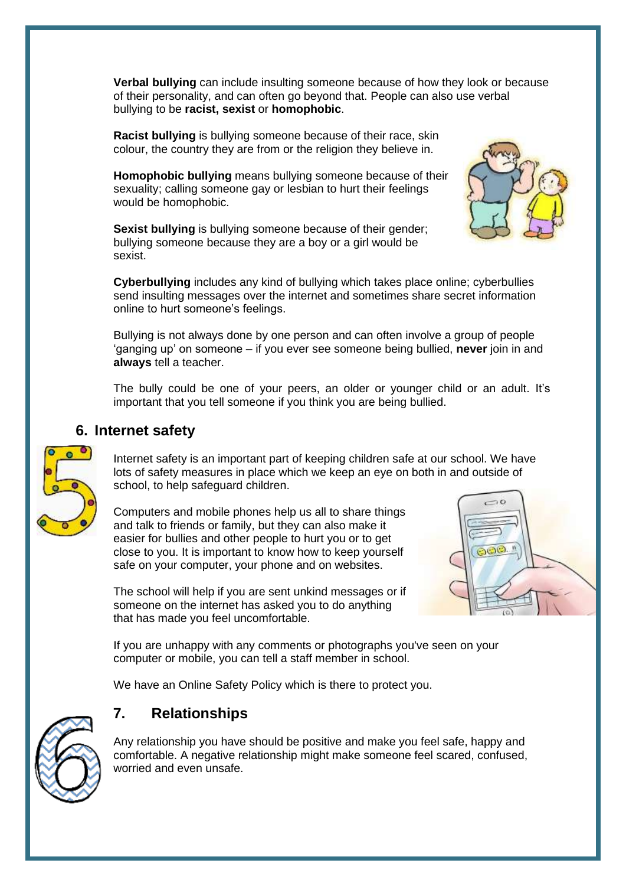**Verbal bullying** can include insulting someone because of how they look or because of their personality, and can often go beyond that. People can also use verbal bullying to be **racist, sexist** or **homophobic**.

**Racist bullying** is bullying someone because of their race, skin colour, the country they are from or the religion they believe in.

**Homophobic bullying** means bullying someone because of their sexuality; calling someone gay or lesbian to hurt their feelings would be homophobic.

**Sexist bullying** is bullying someone because of their gender; bullying someone because they are a boy or a girl would be sexist.

**Cyberbullying** includes any kind of bullying which takes place online; cyberbullies send insulting messages over the internet and sometimes share secret information online to hurt someone's feelings.

Bullying is not always done by one person and can often involve a group of people 'ganging up' on someone – if you ever see someone being bullied, **never** join in and **always** tell a teacher.

The bully could be one of your peers, an older or younger child or an adult. It's important that you tell someone if you think you are being bullied.

## 6. Internet safety

Internet safety is an important part of keeping children safe at our school. We have lots of safety measures in place which we keep an eye on both in and outside of school, to help safeguard children.

Computers and mobile phones help us all to share things and talk to friends or family, but they can also make it easier for bullies and other people to hurt you or to get close to you. It is important to know how to keep yourself safe on your computer, your phone and on websites.

The school will help if you are sent unkind messages or if someone on the internet has asked you to do anything that has made you feel uncomfortable.

If you are unhappy with any comments or photographs you've seen on your computer or mobile, you can tell a staff member in school.

We have an Online Safety Policy which is there to protect you.

## 7. Relationships

Any relationship you have should be positive and make you feel safe, happy and comfortable. A negative relationship might make someone feel scared, confused, worried and even unsafe.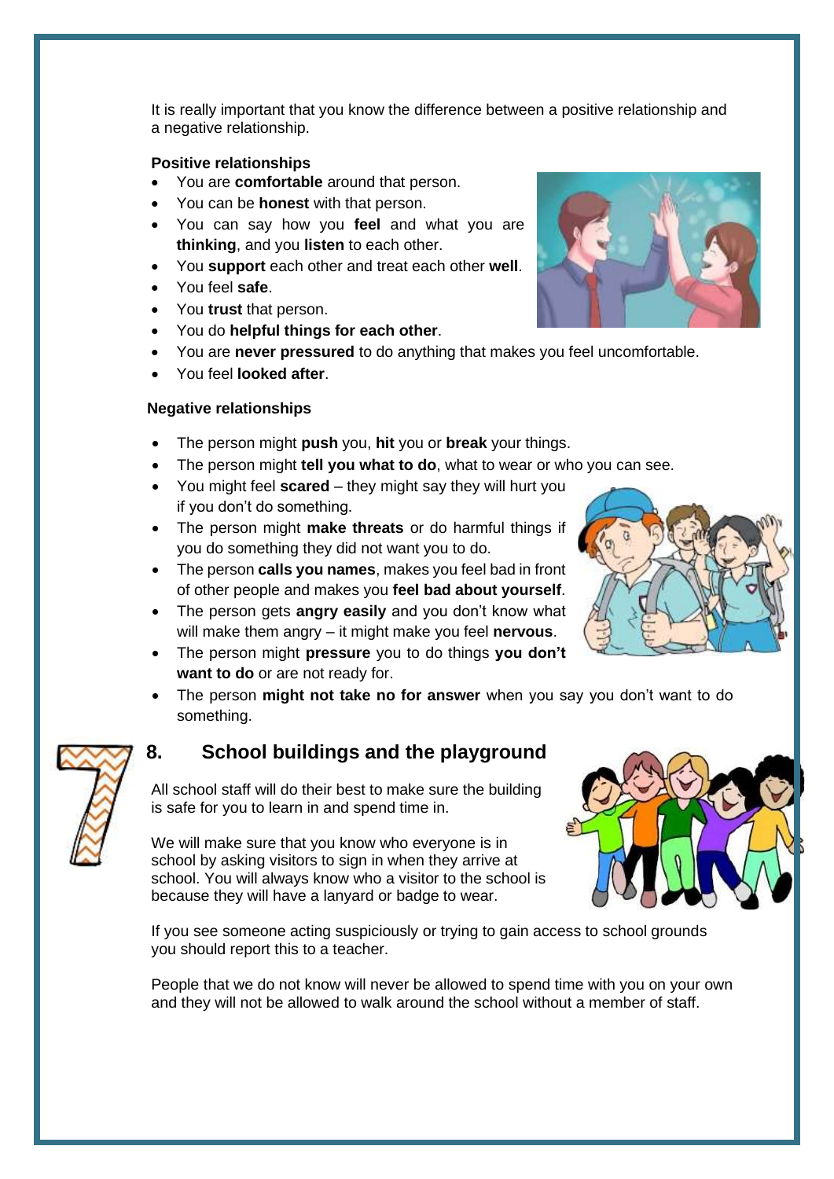It is really important that you know the difference between a positive relationship and a negative relationship.

**Positive relationships**

- You are **comfortable** around that person.
- You can be **honest** with that person.
- You can say how you **feel** and what you are **thinking**, and you **listen** to each other.
- You **support** each other and treat each other **well**.
- You feel **safe**.
- You **trust** that person.
- You do **helpful things for each other**.
- You are **never pressured** to do anything that makes you feel uncomfortable.
- You feel **looked after**.

**Negative relationships**

- The person might **push** you, **hit** you or **break** your things.
- The person might **tell you what to do**, what to wear or who you can see.
- You might feel **scared** – they might say they will hurt you if you don't do something.
- The person might **make threats** or do harmful things if you do something they did not want you to do.
- The person **calls you names**, makes you feel bad in front of other people and makes you **feel bad about yourself**.
- The person gets **angry easily** and you don't know what will make them angry – it might make you feel **nervous**.
- The person might **pressure** you to do things **you don't want to do** or are not ready for.
- The person **might not take no for answer** when you say you don't want to do something.

## 8. School buildings and the playground

All school staff will do their best to make sure the building is safe for you to learn in and spend time in.

We will make sure that you know who everyone is in school by asking visitors to sign in when they arrive at school. You will always know who a visitor to the school is because they will have a lanyard or badge to wear.

If you see someone acting suspiciously or trying to gain access to school grounds you should report this to a teacher.

People that we do not know will never be allowed to spend time with you on your own and they will not be allowed to walk around the school without a member of staff.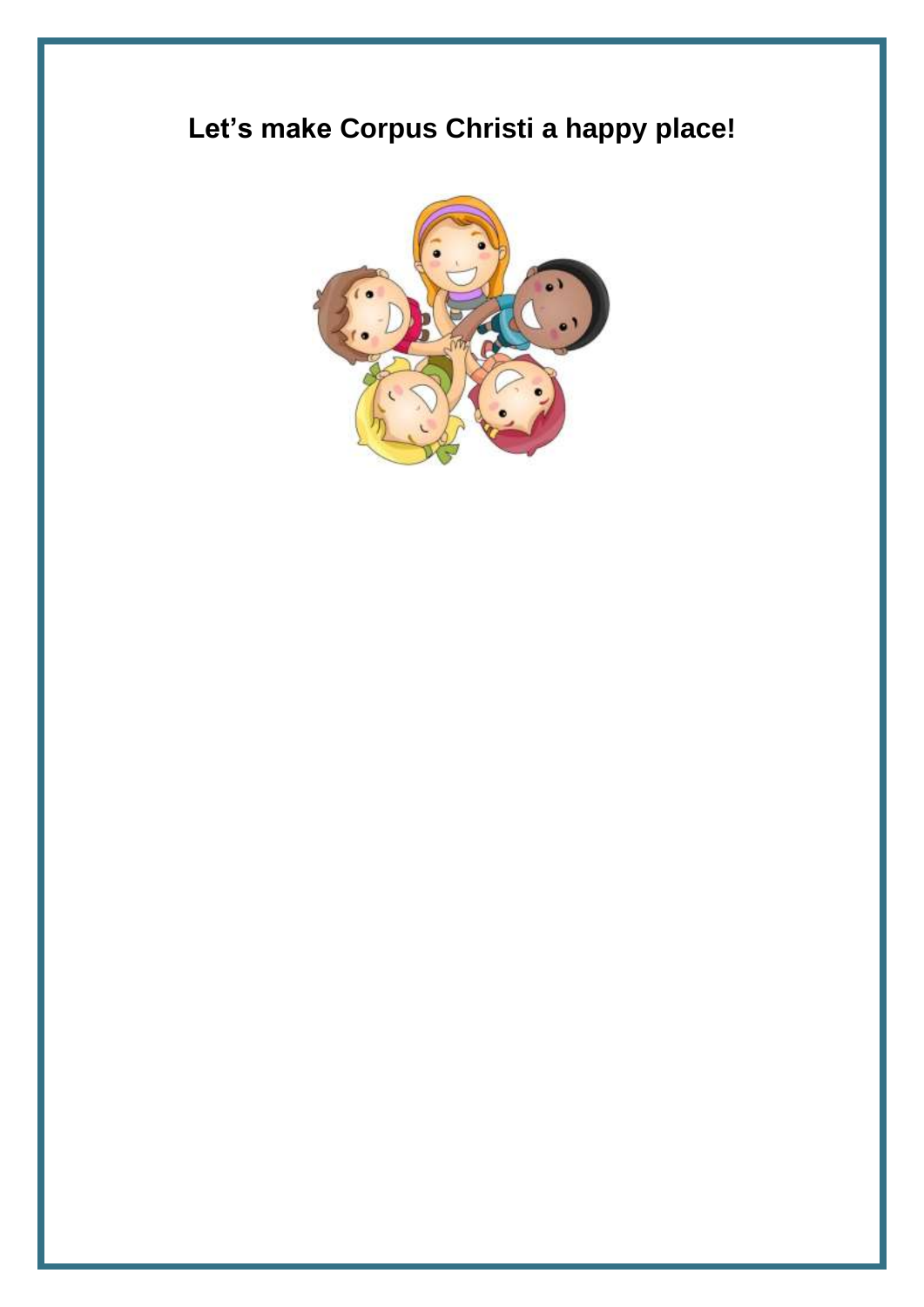**Let's make Corpus Christi a happy place!**